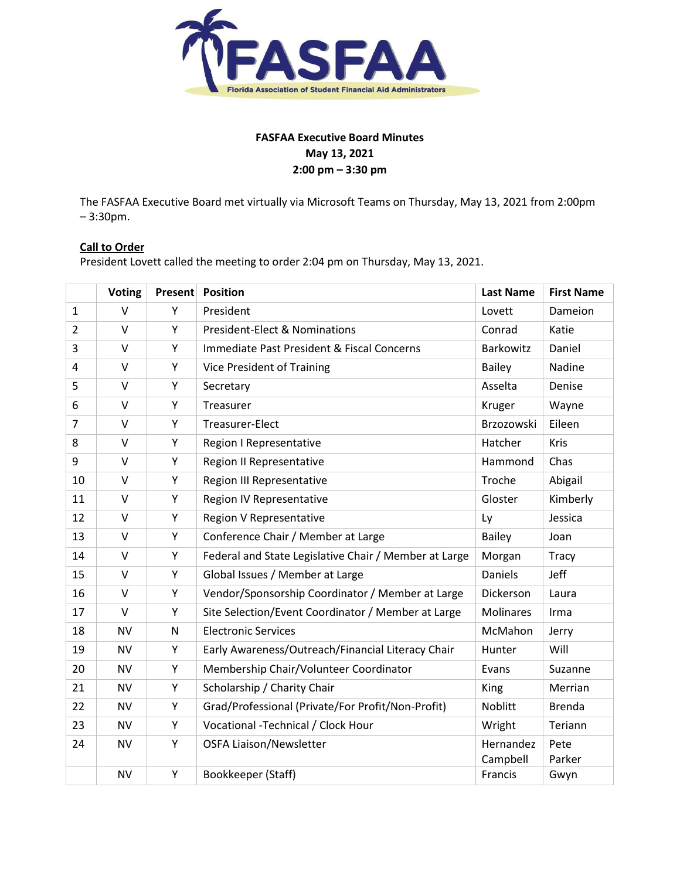FASFAA

Florida Association of Student Financial Aid Administrators

**FASFAA Executive Board Minutes**
**May 13, 2021**
**2:00 pm – 3:30 pm**

The FASFAA Executive Board met virtually via Microsoft Teams on Thursday, May 13, 2021 from 2:00pm – 3:30pm.

**Call to Order**

President Lovett called the meeting to order 2:04 pm on Thursday, May 13, 2021.

| | Voting | Present | Position | Last Name | First Name |
|---|---|---|---|---|---|
| 1 | V | Y | President | Lovett | Dameion |
| 2 | V | Y | President-Elect & Nominations | Conrad | Katie |
| 3 | V | Y | Immediate Past President & Fiscal Concerns | Barkowitz | Daniel |
| 4 | V | Y | Vice President of Training | Bailey | Nadine |
| 5 | V | Y | Secretary | Asselta | Denise |
| 6 | V | Y | Treasurer | Kruger | Wayne |
| 7 | V | Y | Treasurer-Elect | Brzozowski | Eileen |
| 8 | V | Y | Region I Representative | Hatcher | Kris |
| 9 | V | Y | Region II Representative | Hammond | Chas |
| 10 | V | Y | Region III Representative | Troche | Abigail |
| 11 | V | Y | Region IV Representative | Gloster | Kimberly |
| 12 | V | Y | Region V Representative | Ly | Jessica |
| 13 | V | Y | Conference Chair / Member at Large | Bailey | Joan |
| 14 | V | Y | Federal and State Legislative Chair / Member at Large | Morgan | Tracy |
| 15 | V | Y | Global Issues / Member at Large | Daniels | Jeff |
| 16 | V | Y | Vendor/Sponsorship Coordinator / Member at Large | Dickerson | Laura |
| 17 | V | Y | Site Selection/Event Coordinator / Member at Large | Molinares | Irma |
| 18 | NV | N | Electronic Services | McMahon | Jerry |
| 19 | NV | Y | Early Awareness/Outreach/Financial Literacy Chair | Hunter | Will |
| 20 | NV | Y | Membership Chair/Volunteer Coordinator | Evans | Suzanne |
| 21 | NV | Y | Scholarship / Charity Chair | King | Merrian |
| 22 | NV | Y | Grad/Professional (Private/For Profit/Non-Profit) | Noblitt | Brenda |
| 23 | NV | Y | Vocational -Technical / Clock Hour | Wright | Teriann |
| 24 | NV | Y | OSFA Liaison/Newsletter | Hernandez Campbell | Pete Parker |
| | NV | Y | Bookkeeper (Staff) | Francis | Gwyn |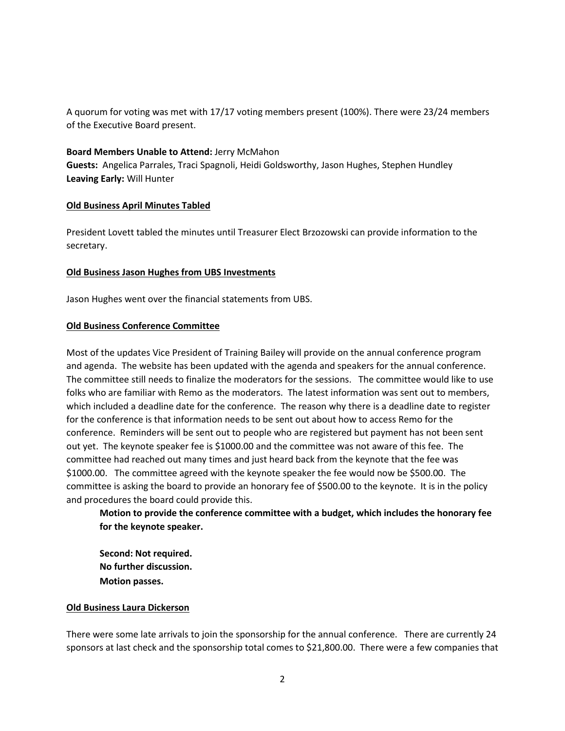A quorum for voting was met with 17/17 voting members present (100%). There were 23/24 members of the Executive Board present.

**Board Members Unable to Attend:** Jerry McMahon
**Guests:** Angelica Parrales, Traci Spagnoli, Heidi Goldsworthy, Jason Hughes, Stephen Hundley
**Leaving Early:** Will Hunter

**Old Business April Minutes Tabled**

President Lovett tabled the minutes until Treasurer Elect Brzozowski can provide information to the secretary.

**Old Business Jason Hughes from UBS Investments**

Jason Hughes went over the financial statements from UBS.

**Old Business Conference Committee**

Most of the updates Vice President of Training Bailey will provide on the annual conference program and agenda. The website has been updated with the agenda and speakers for the annual conference. The committee still needs to finalize the moderators for the sessions. The committee would like to use folks who are familiar with Remo as the moderators. The latest information was sent out to members, which included a deadline date for the conference. The reason why there is a deadline date to register for the conference is that information needs to be sent out about how to access Remo for the conference. Reminders will be sent out to people who are registered but payment has not been sent out yet. The keynote speaker fee is $1000.00 and the committee was not aware of this fee. The committee had reached out many times and just heard back from the keynote that the fee was $1000.00. The committee agreed with the keynote speaker the fee would now be $500.00. The committee is asking the board to provide an honorary fee of $500.00 to the keynote. It is in the policy and procedures the board could provide this.

> **Motion to provide the conference committee with a budget, which includes the honorary fee for the keynote speaker.**
>
> **Second: Not required.**
> **No further discussion.**
> **Motion passes.**

**Old Business Laura Dickerson**

There were some late arrivals to join the sponsorship for the annual conference. There are currently 24 sponsors at last check and the sponsorship total comes to $21,800.00. There were a few companies that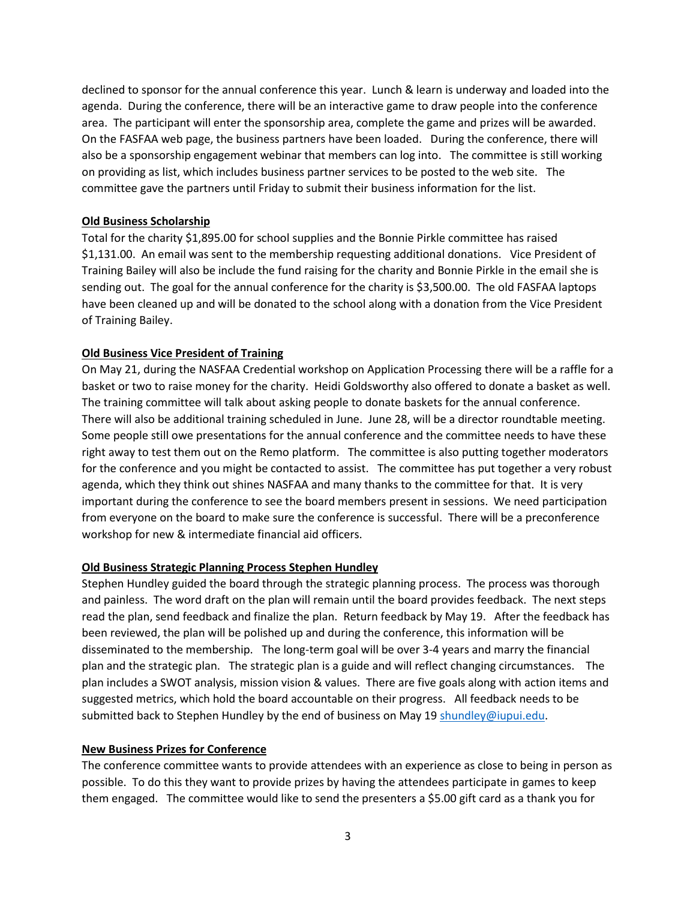declined to sponsor for the annual conference this year. Lunch & learn is underway and loaded into the agenda. During the conference, there will be an interactive game to draw people into the conference area. The participant will enter the sponsorship area, complete the game and prizes will be awarded. On the FASFAA web page, the business partners have been loaded. During the conference, there will also be a sponsorship engagement webinar that members can log into. The committee is still working on providing as list, which includes business partner services to be posted to the web site. The committee gave the partners until Friday to submit their business information for the list.

**Old Business Scholarship**

Total for the charity $1,895.00 for school supplies and the Bonnie Pirkle committee has raised $1,131.00. An email was sent to the membership requesting additional donations. Vice President of Training Bailey will also be include the fund raising for the charity and Bonnie Pirkle in the email she is sending out. The goal for the annual conference for the charity is $3,500.00. The old FASFAA laptops have been cleaned up and will be donated to the school along with a donation from the Vice President of Training Bailey.

**Old Business Vice President of Training**

On May 21, during the NASFAA Credential workshop on Application Processing there will be a raffle for a basket or two to raise money for the charity. Heidi Goldsworthy also offered to donate a basket as well. The training committee will talk about asking people to donate baskets for the annual conference. There will also be additional training scheduled in June. June 28, will be a director roundtable meeting. Some people still owe presentations for the annual conference and the committee needs to have these right away to test them out on the Remo platform. The committee is also putting together moderators for the conference and you might be contacted to assist. The committee has put together a very robust agenda, which they think out shines NASFAA and many thanks to the committee for that. It is very important during the conference to see the board members present in sessions. We need participation from everyone on the board to make sure the conference is successful. There will be a preconference workshop for new & intermediate financial aid officers.

**Old Business Strategic Planning Process Stephen Hundley**

Stephen Hundley guided the board through the strategic planning process. The process was thorough and painless. The word draft on the plan will remain until the board provides feedback. The next steps read the plan, send feedback and finalize the plan. Return feedback by May 19. After the feedback has been reviewed, the plan will be polished up and during the conference, this information will be disseminated to the membership. The long-term goal will be over 3-4 years and marry the financial plan and the strategic plan. The strategic plan is a guide and will reflect changing circumstances. The plan includes a SWOT analysis, mission vision & values. There are five goals along with action items and suggested metrics, which hold the board accountable on their progress. All feedback needs to be submitted back to Stephen Hundley by the end of business on May 19 shundley@iupui.edu.

**New Business Prizes for Conference**

The conference committee wants to provide attendees with an experience as close to being in person as possible. To do this they want to provide prizes by having the attendees participate in games to keep them engaged. The committee would like to send the presenters a $5.00 gift card as a thank you for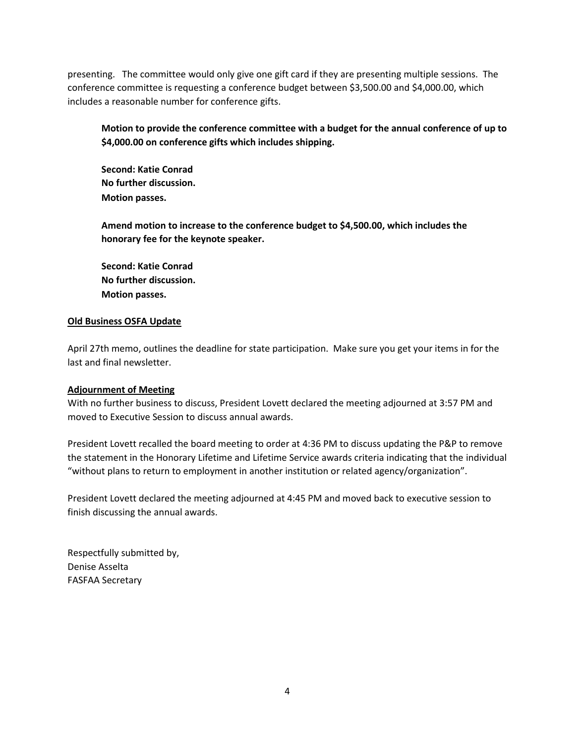presenting. The committee would only give one gift card if they are presenting multiple sessions. The conference committee is requesting a conference budget between $3,500.00 and $4,000.00, which includes a reasonable number for conference gifts.

> **Motion to provide the conference committee with a budget for the annual conference of up to $4,000.00 on conference gifts which includes shipping.**
>
> **Second: Katie Conrad**
> **No further discussion.**
> **Motion passes.**
>
> **Amend motion to increase to the conference budget to $4,500.00, which includes the honorary fee for the keynote speaker.**
>
> **Second: Katie Conrad**
> **No further discussion.**
> **Motion passes.**

**Old Business OSFA Update**

April 27th memo, outlines the deadline for state participation. Make sure you get your items in for the last and final newsletter.

**Adjournment of Meeting**

With no further business to discuss, President Lovett declared the meeting adjourned at 3:57 PM and moved to Executive Session to discuss annual awards.

President Lovett recalled the board meeting to order at 4:36 PM to discuss updating the P&P to remove the statement in the Honorary Lifetime and Lifetime Service awards criteria indicating that the individual "without plans to return to employment in another institution or related agency/organization".

President Lovett declared the meeting adjourned at 4:45 PM and moved back to executive session to finish discussing the annual awards.

Respectfully submitted by,
Denise Asselta
FASFAA Secretary